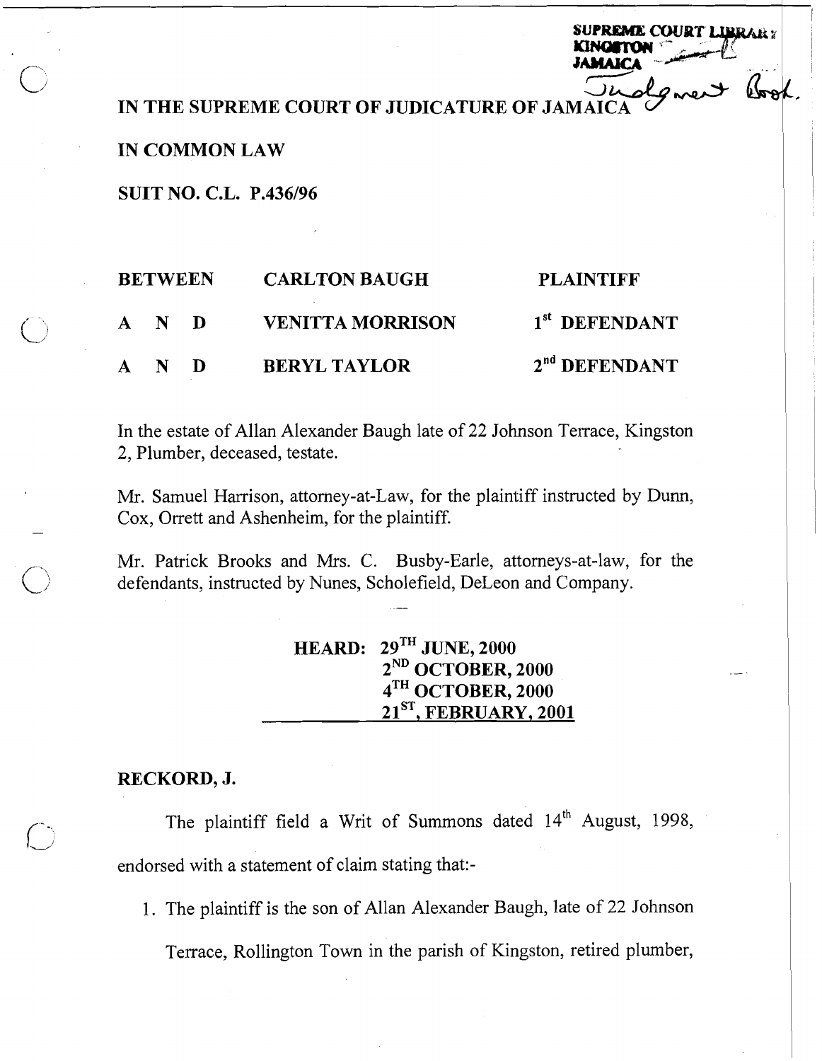SUPREME COURT LIBRARY
KINGSTON
JAMAICA
Judgment Book.

# IN THE SUPREME COURT OF JUDICATURE OF JAMAICA

## IN COMMON LAW

## SUIT NO. C.L. P.436/96

| | | |
|---|---|---|
| **BETWEEN** | **CARLTON BAUGH** | **PLAINTIFF** |
| **A N D** | **VENITTA MORRISON** | **1st DEFENDANT** |
| **A N D** | **BERYL TAYLOR** | **2nd DEFENDANT** |

In the estate of Allan Alexander Baugh late of 22 Johnson Terrace, Kingston 2, Plumber, deceased, testate.

Mr. Samuel Harrison, attorney-at-Law, for the plaintiff instructed by Dunn, Cox, Orrett and Ashenheim, for the plaintiff.

Mr. Patrick Brooks and Mrs. C. Busby-Earle, attorneys-at-law, for the defendants, instructed by Nunes, Scholefield, DeLeon and Company.

**HEARD: 29TH JUNE, 2000**
**2ND OCTOBER, 2000**
**4TH OCTOBER, 2000**
**21ST, FEBRUARY, 2001**

**RECKORD, J.**

The plaintiff field a Writ of Summons dated 14th August, 1998, endorsed with a statement of claim stating that:-

1. The plaintiff is the son of Allan Alexander Baugh, late of 22 Johnson Terrace, Rollington Town in the parish of Kingston, retired plumber,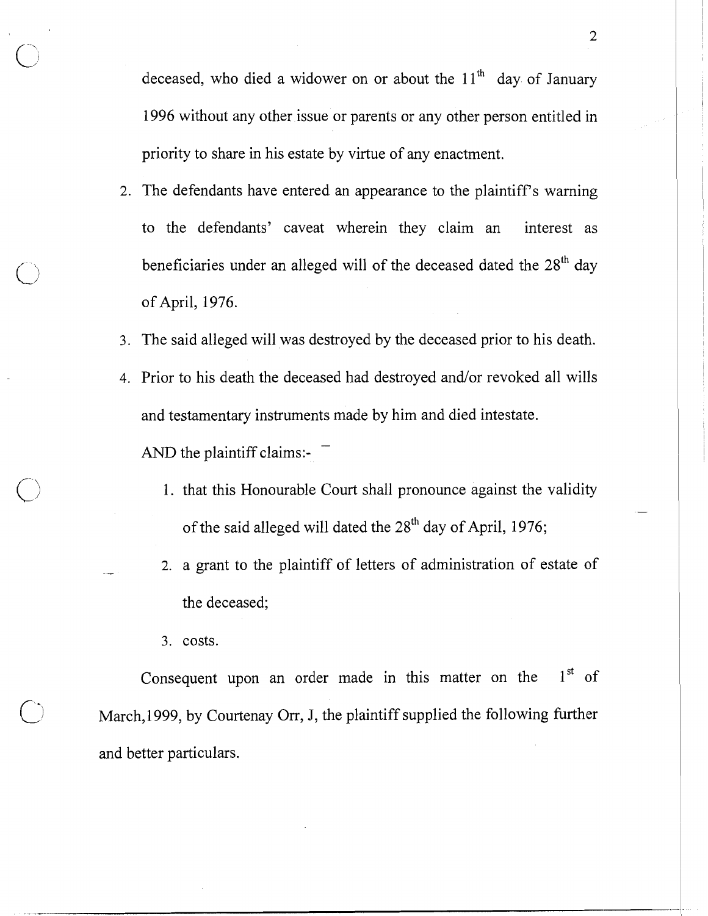deceased, who died a widower on or about the 11th day of January 1996 without any other issue or parents or any other person entitled in priority to share in his estate by virtue of any enactment.

2. The defendants have entered an appearance to the plaintiff's warning to the defendants' caveat wherein they claim an interest as beneficiaries under an alleged will of the deceased dated the 28th day of April, 1976.
3. The said alleged will was destroyed by the deceased prior to his death.
4. Prior to his death the deceased had destroyed and/or revoked all wills and testamentary instruments made by him and died intestate.

AND the plaintiff claims:-

1. that this Honourable Court shall pronounce against the validity of the said alleged will dated the 28th day of April, 1976;
2. a grant to the plaintiff of letters of administration of estate of the deceased;
3. costs.

Consequent upon an order made in this matter on the 1st of March,1999, by Courtenay Orr, J, the plaintiff supplied the following further and better particulars.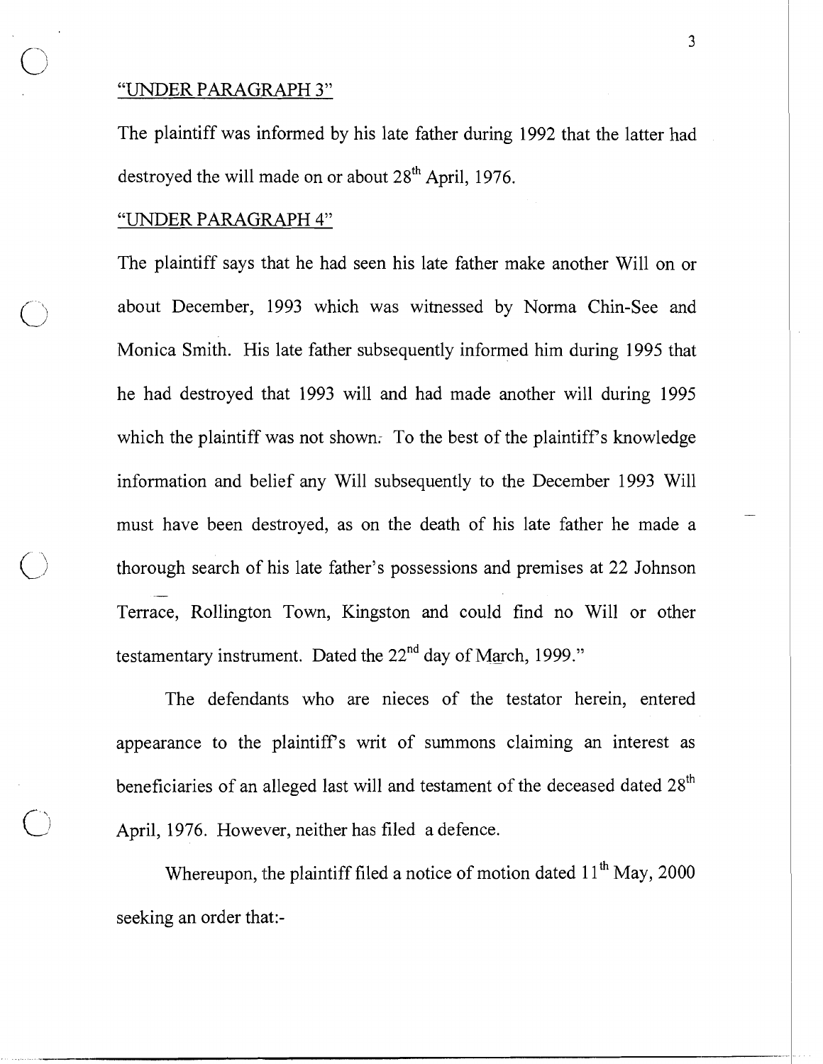"UNDER PARAGRAPH 3"

The plaintiff was informed by his late father during 1992 that the latter had destroyed the will made on or about 28th April, 1976.

"UNDER PARAGRAPH 4"

The plaintiff says that he had seen his late father make another Will on or about December, 1993 which was witnessed by Norma Chin-See and Monica Smith. His late father subsequently informed him during 1995 that he had destroyed that 1993 will and had made another will during 1995 which the plaintiff was not shown. To the best of the plaintiff's knowledge information and belief any Will subsequently to the December 1993 Will must have been destroyed, as on the death of his late father he made a thorough search of his late father's possessions and premises at 22 Johnson Terrace, Rollington Town, Kingston and could find no Will or other testamentary instrument. Dated the 22nd day of March, 1999."

The defendants who are nieces of the testator herein, entered appearance to the plaintiff's writ of summons claiming an interest as beneficiaries of an alleged last will and testament of the deceased dated 28th April, 1976. However, neither has filed a defence.

Whereupon, the plaintiff filed a notice of motion dated 11th May, 2000 seeking an order that:-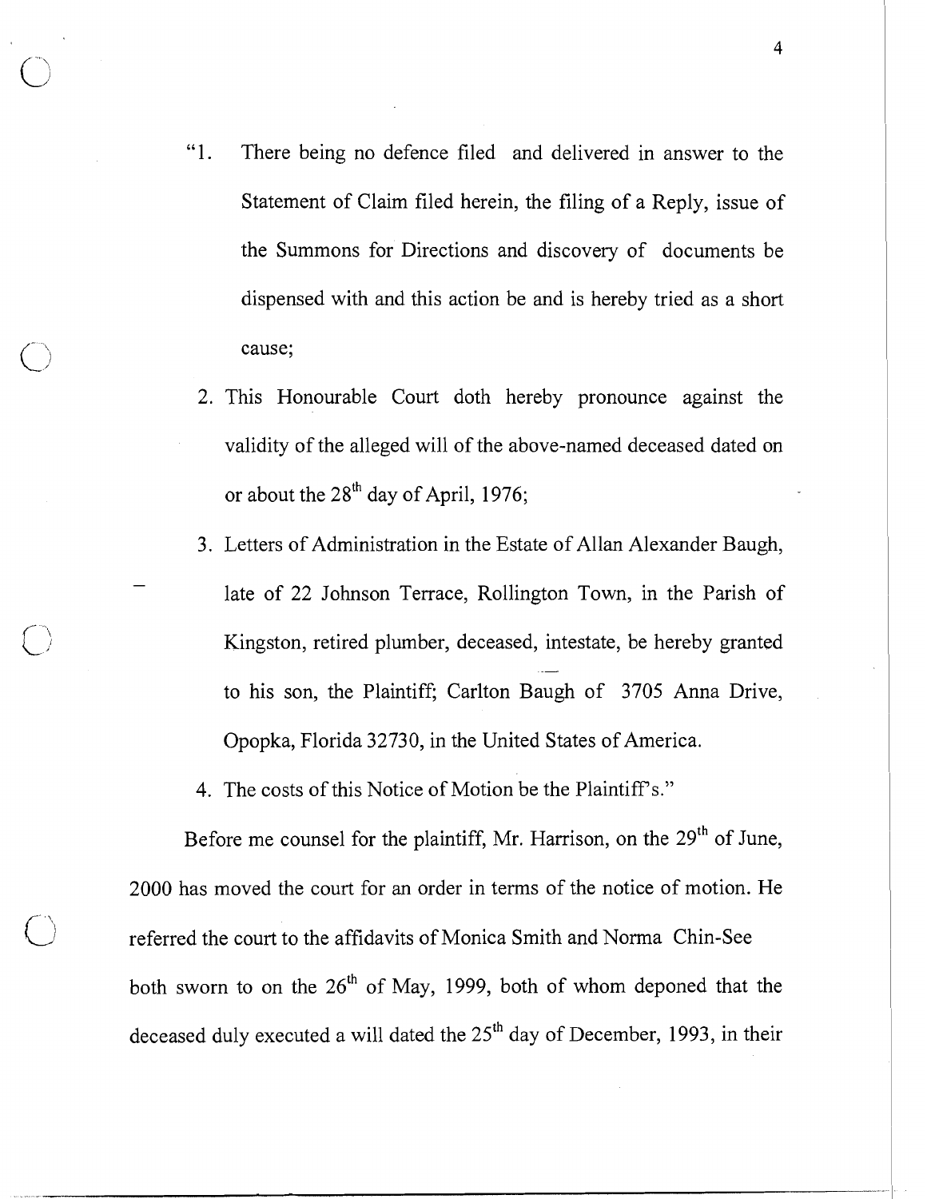"1. There being no defence filed and delivered in answer to the Statement of Claim filed herein, the filing of a Reply, issue of the Summons for Directions and discovery of documents be dispensed with and this action be and is hereby tried as a short cause;

2. This Honourable Court doth hereby pronounce against the validity of the alleged will of the above-named deceased dated on or about the 28th day of April, 1976;

3. Letters of Administration in the Estate of Allan Alexander Baugh, late of 22 Johnson Terrace, Rollington Town, in the Parish of Kingston, retired plumber, deceased, intestate, be hereby granted to his son, the Plaintiff; Carlton Baugh of 3705 Anna Drive, Opopka, Florida 32730, in the United States of America.

4. The costs of this Notice of Motion be the Plaintiff's."

Before me counsel for the plaintiff, Mr. Harrison, on the 29th of June, 2000 has moved the court for an order in terms of the notice of motion. He referred the court to the affidavits of Monica Smith and Norma Chin-See both sworn to on the 26th of May, 1999, both of whom deponed that the deceased duly executed a will dated the 25th day of December, 1993, in their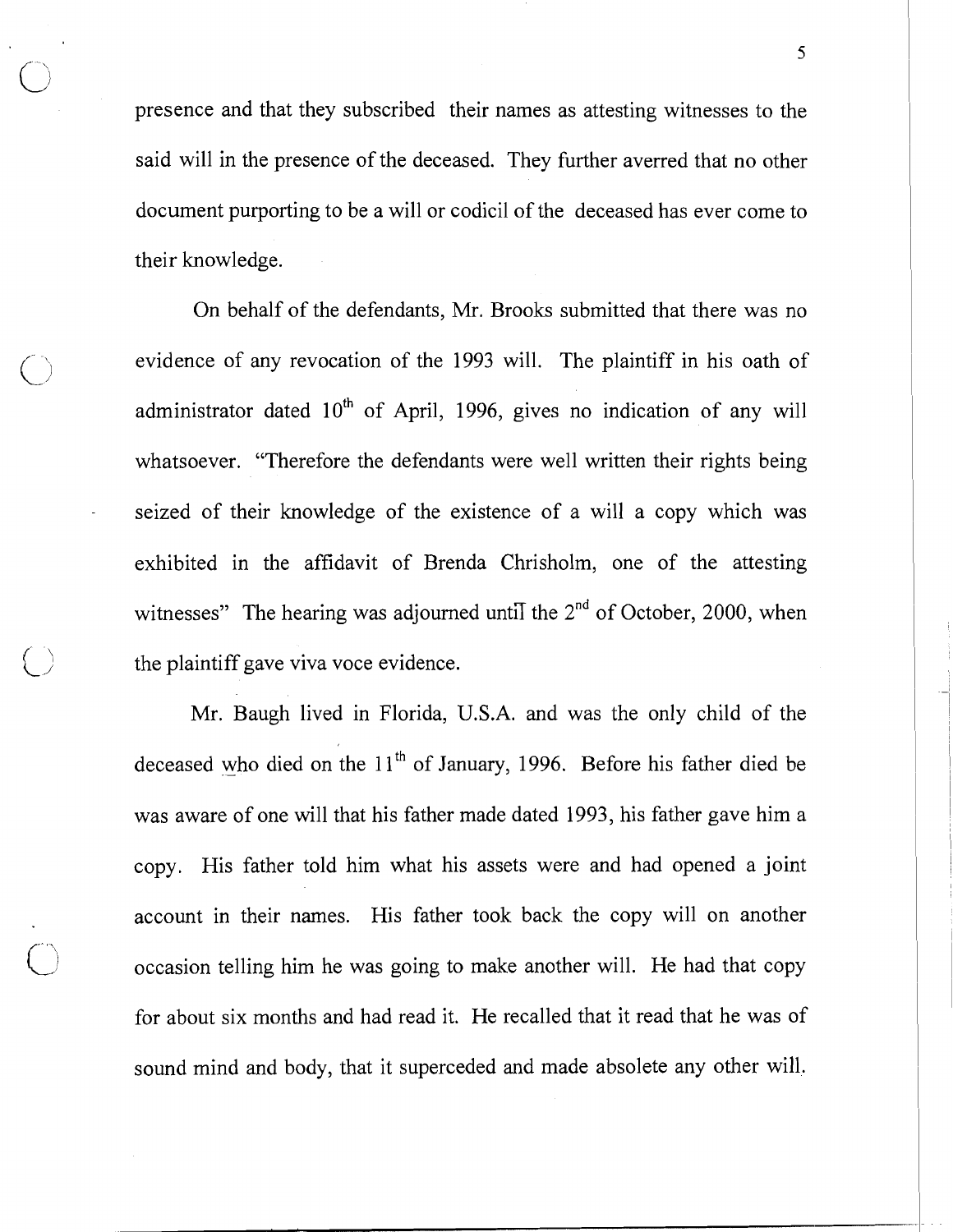presence and that they subscribed their names as attesting witnesses to the said will in the presence of the deceased. They further averred that no other document purporting to be a will or codicil of the deceased has ever come to their knowledge.

On behalf of the defendants, Mr. Brooks submitted that there was no evidence of any revocation of the 1993 will. The plaintiff in his oath of administrator dated 10th of April, 1996, gives no indication of any will whatsoever. "Therefore the defendants were well written their rights being seized of their knowledge of the existence of a will a copy which was exhibited in the affidavit of Brenda Chrisholm, one of the attesting witnesses" The hearing was adjourned until the 2nd of October, 2000, when the plaintiff gave viva voce evidence.

Mr. Baugh lived in Florida, U.S.A. and was the only child of the deceased who died on the 11th of January, 1996. Before his father died be was aware of one will that his father made dated 1993, his father gave him a copy. His father told him what his assets were and had opened a joint account in their names. His father took back the copy will on another occasion telling him he was going to make another will. He had that copy for about six months and had read it. He recalled that it read that he was of sound mind and body, that it superceded and made absolete any other will.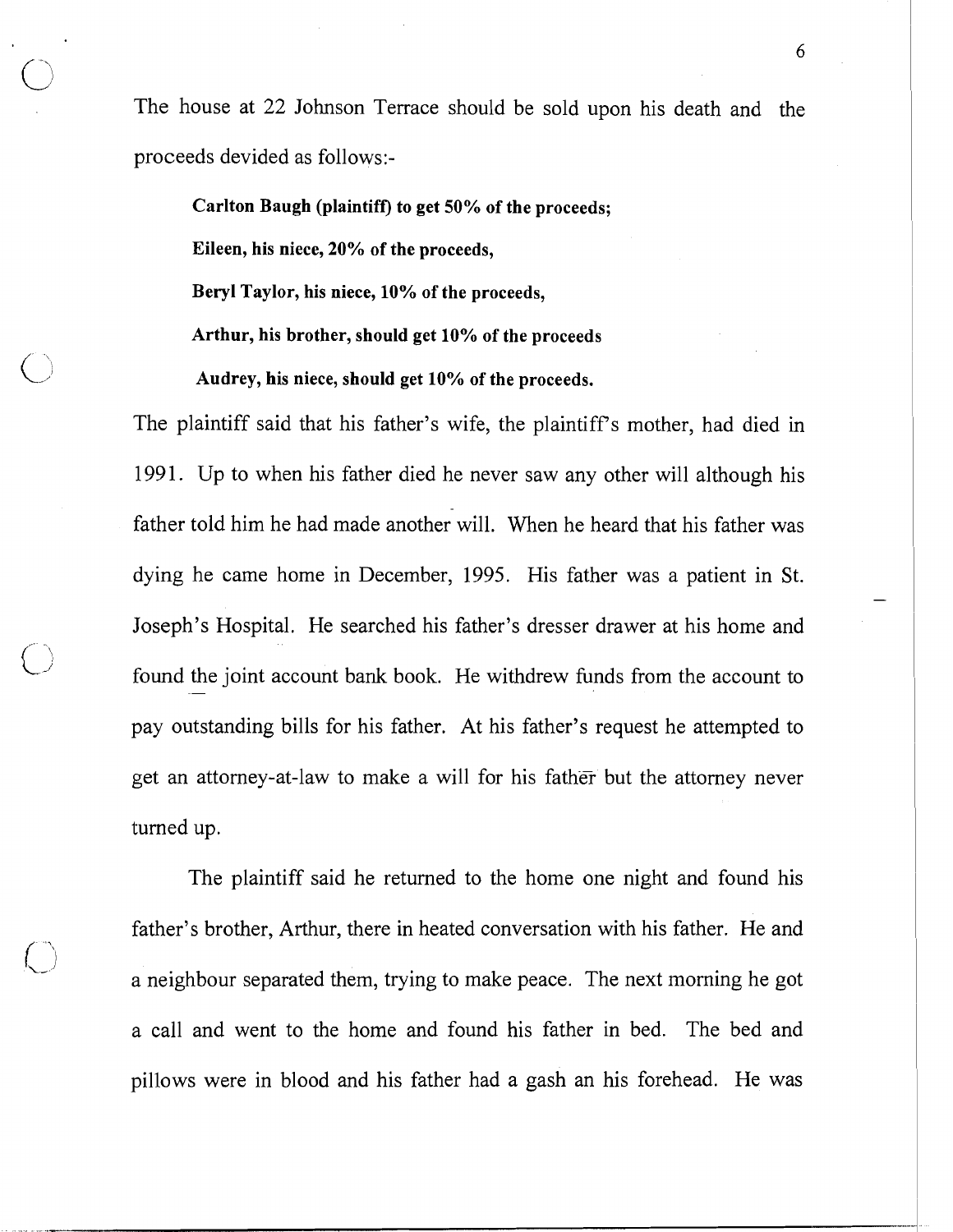The house at 22 Johnson Terrace should be sold upon his death and the proceeds devided as follows:-

**Carlton Baugh (plaintiff) to get 50% of the proceeds;**

**Eileen, his niece, 20% of the proceeds,**

**Beryl Taylor, his niece, 10% of the proceeds,**

**Arthur, his brother, should get 10% of the proceeds**

**Audrey, his niece, should get 10% of the proceeds.**

The plaintiff said that his father's wife, the plaintiff's mother, had died in 1991. Up to when his father died he never saw any other will although his father told him he had made another will. When he heard that his father was dying he came home in December, 1995. His father was a patient in St. Joseph's Hospital. He searched his father's dresser drawer at his home and found the joint account bank book. He withdrew funds from the account to pay outstanding bills for his father. At his father's request he attempted to get an attorney-at-law to make a will for his father but the attorney never turned up.

The plaintiff said he returned to the home one night and found his father's brother, Arthur, there in heated conversation with his father. He and a neighbour separated them, trying to make peace. The next morning he got a call and went to the home and found his father in bed. The bed and pillows were in blood and his father had a gash an his forehead. He was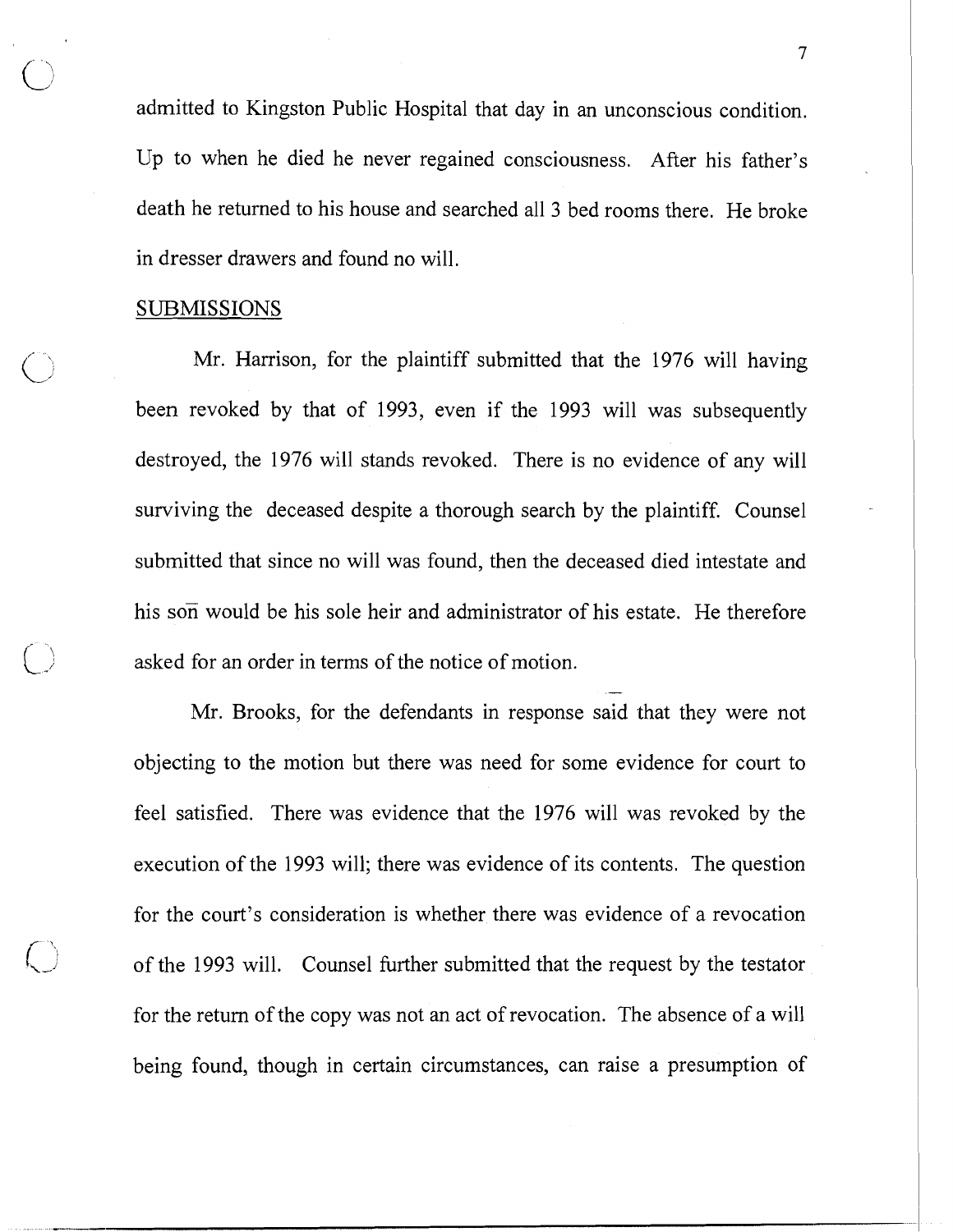admitted to Kingston Public Hospital that day in an unconscious condition. Up to when he died he never regained consciousness. After his father's death he returned to his house and searched all 3 bed rooms there. He broke in dresser drawers and found no will.

## SUBMISSIONS

Mr. Harrison, for the plaintiff submitted that the 1976 will having been revoked by that of 1993, even if the 1993 will was subsequently destroyed, the 1976 will stands revoked. There is no evidence of any will surviving the deceased despite a thorough search by the plaintiff. Counsel submitted that since no will was found, then the deceased died intestate and his son would be his sole heir and administrator of his estate. He therefore asked for an order in terms of the notice of motion.

Mr. Brooks, for the defendants in response said that they were not objecting to the motion but there was need for some evidence for court to feel satisfied. There was evidence that the 1976 will was revoked by the execution of the 1993 will; there was evidence of its contents. The question for the court's consideration is whether there was evidence of a revocation of the 1993 will. Counsel further submitted that the request by the testator for the return of the copy was not an act of revocation. The absence of a will being found, though in certain circumstances, can raise a presumption of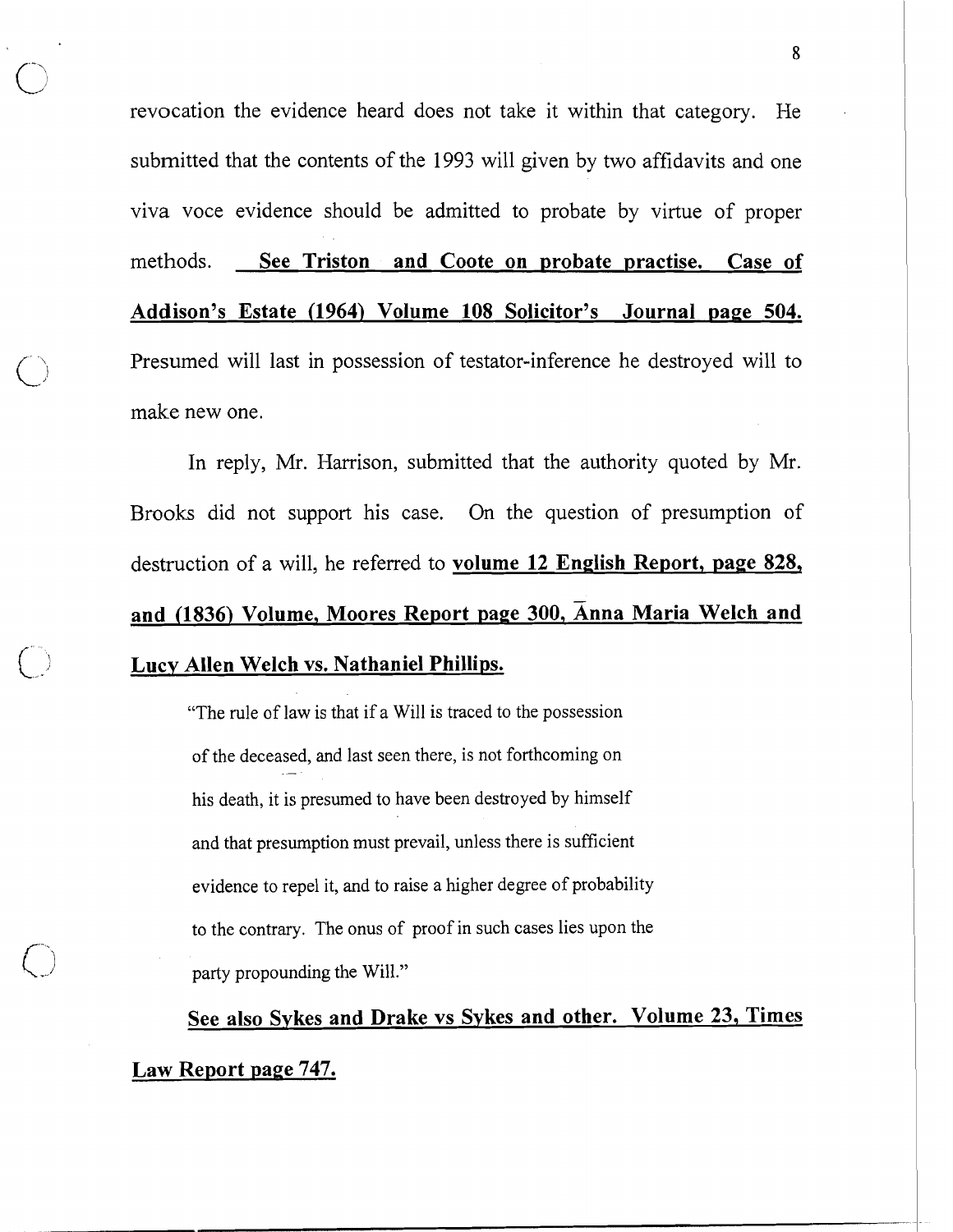revocation the evidence heard does not take it within that category. He submitted that the contents of the 1993 will given by two affidavits and one viva voce evidence should be admitted to probate by virtue of proper methods. **See Triston and Coote on probate practise. Case of Addison's Estate (1964) Volume 108 Solicitor's Journal page 504.** Presumed will last in possession of testator-inference he destroyed will to make new one.

In reply, Mr. Harrison, submitted that the authority quoted by Mr. Brooks did not support his case. On the question of presumption of destruction of a will, he referred to **volume 12 English Report, page 828, and (1836) Volume, Moores Report page 300, Anna Maria Welch and Lucy Allen Welch vs. Nathaniel Phillips.**

> "The rule of law is that if a Will is traced to the possession of the deceased, and last seen there, is not forthcoming on his death, it is presumed to have been destroyed by himself and that presumption must prevail, unless there is sufficient evidence to repel it, and to raise a higher degree of probability to the contrary. The onus of proof in such cases lies upon the party propounding the Will."

**See also Sykes and Drake vs Sykes and other. Volume 23, Times Law Report page 747.**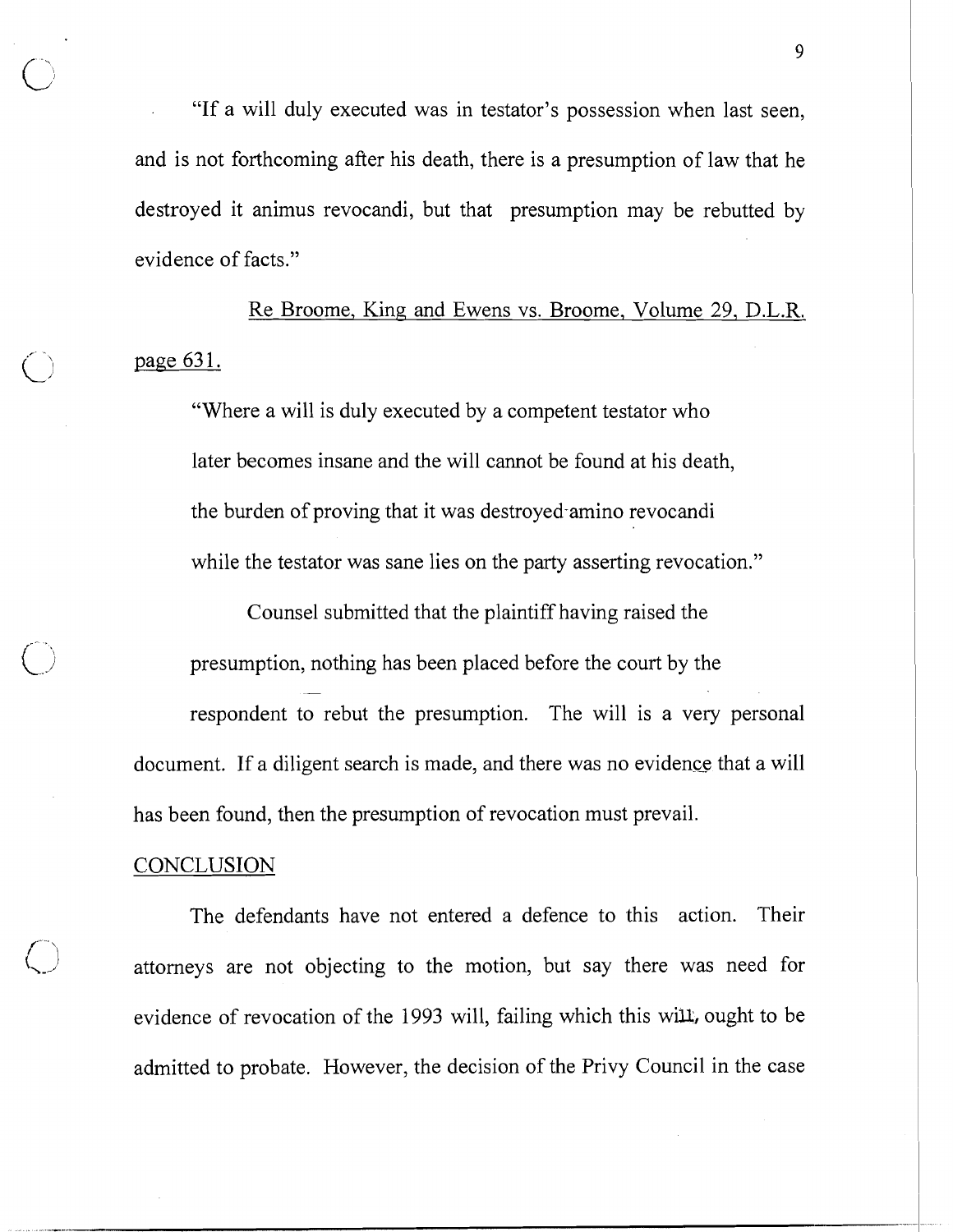"If a will duly executed was in testator's possession when last seen, and is not forthcoming after his death, there is a presumption of law that he destroyed it animus revocandi, but that presumption may be rebutted by evidence of facts."

Re Broome, King and Ewens vs. Broome, Volume 29, D.L.R. page 631.

> "Where a will is duly executed by a competent testator who later becomes insane and the will cannot be found at his death, the burden of proving that it was destroyed amino revocandi while the testator was sane lies on the party asserting revocation."

Counsel submitted that the plaintiff having raised the presumption, nothing has been placed before the court by the respondent to rebut the presumption. The will is a very personal document. If a diligent search is made, and there was no evidence that a will has been found, then the presumption of revocation must prevail.

## CONCLUSION

The defendants have not entered a defence to this action. Their attorneys are not objecting to the motion, but say there was need for evidence of revocation of the 1993 will, failing which this will, ought to be admitted to probate. However, the decision of the Privy Council in the case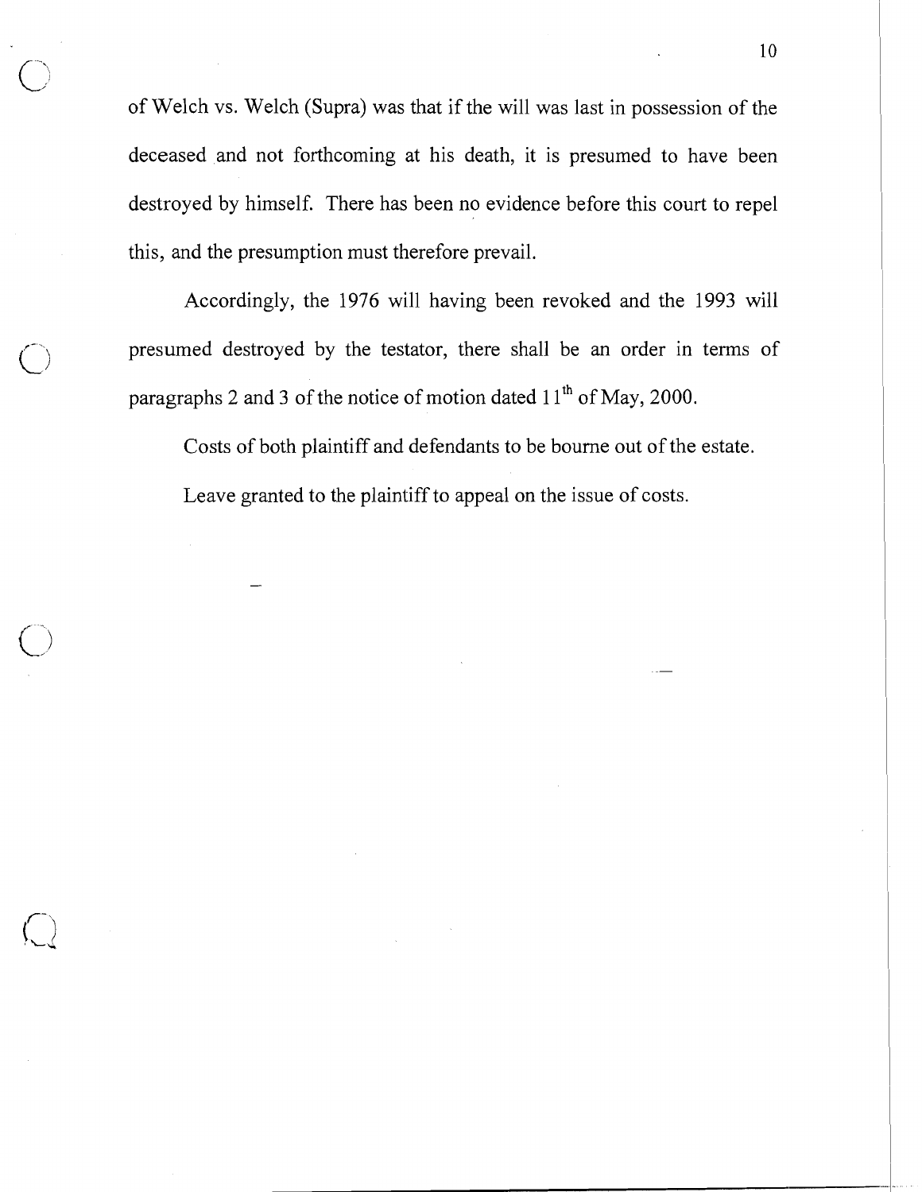of Welch vs. Welch (Supra) was that if the will was last in possession of the deceased and not forthcoming at his death, it is presumed to have been destroyed by himself. There has been no evidence before this court to repel this, and the presumption must therefore prevail.

Accordingly, the 1976 will having been revoked and the 1993 will presumed destroyed by the testator, there shall be an order in terms of paragraphs 2 and 3 of the notice of motion dated 11th of May, 2000.

Costs of both plaintiff and defendants to be bourne out of the estate.

Leave granted to the plaintiff to appeal on the issue of costs.